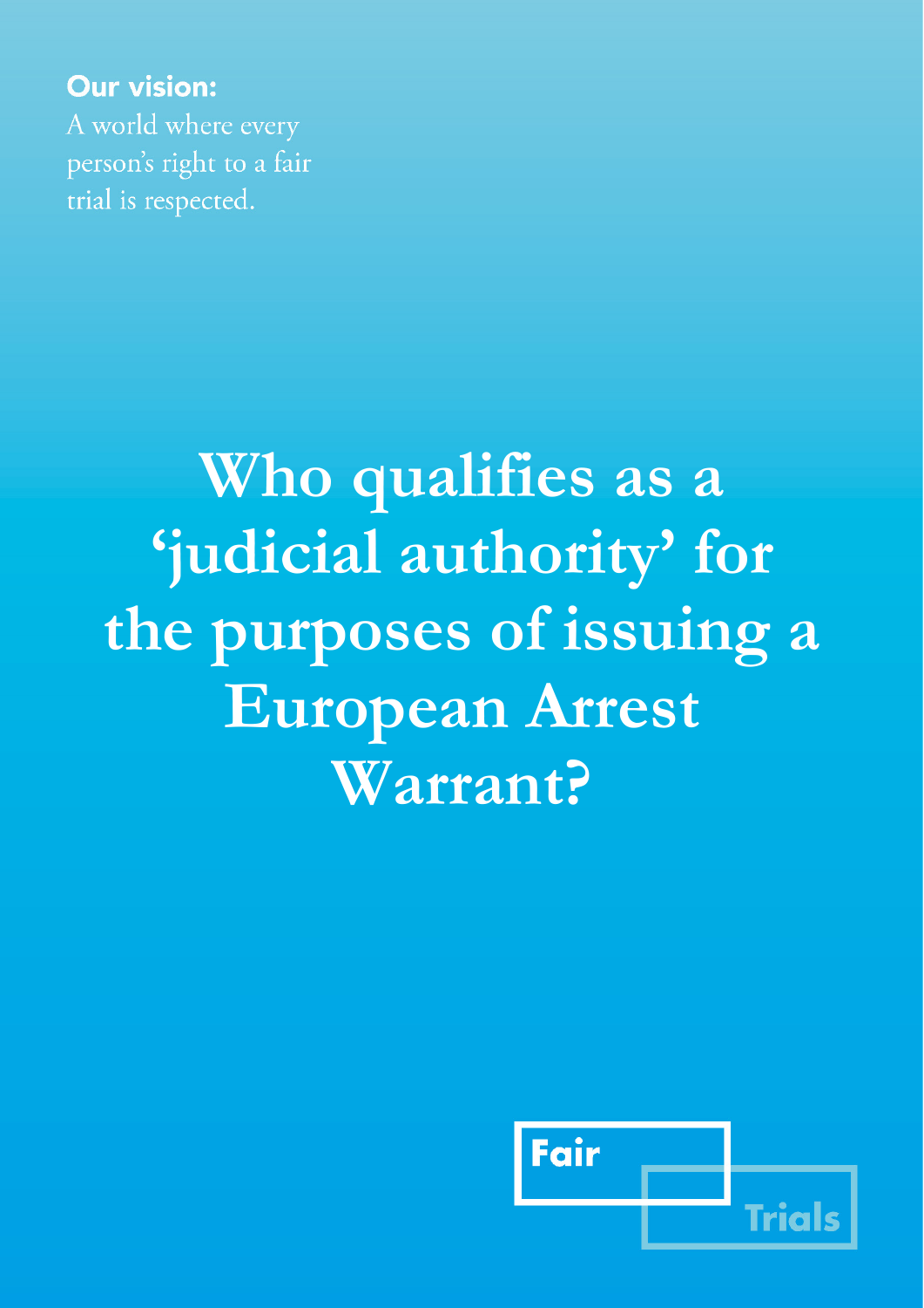**Our vision:**
A world where every person's right to a fair trial is respected.

# Who qualifies as a 'judicial authority' for the purposes of issuing a European Arrest Warrant?

Fair Trials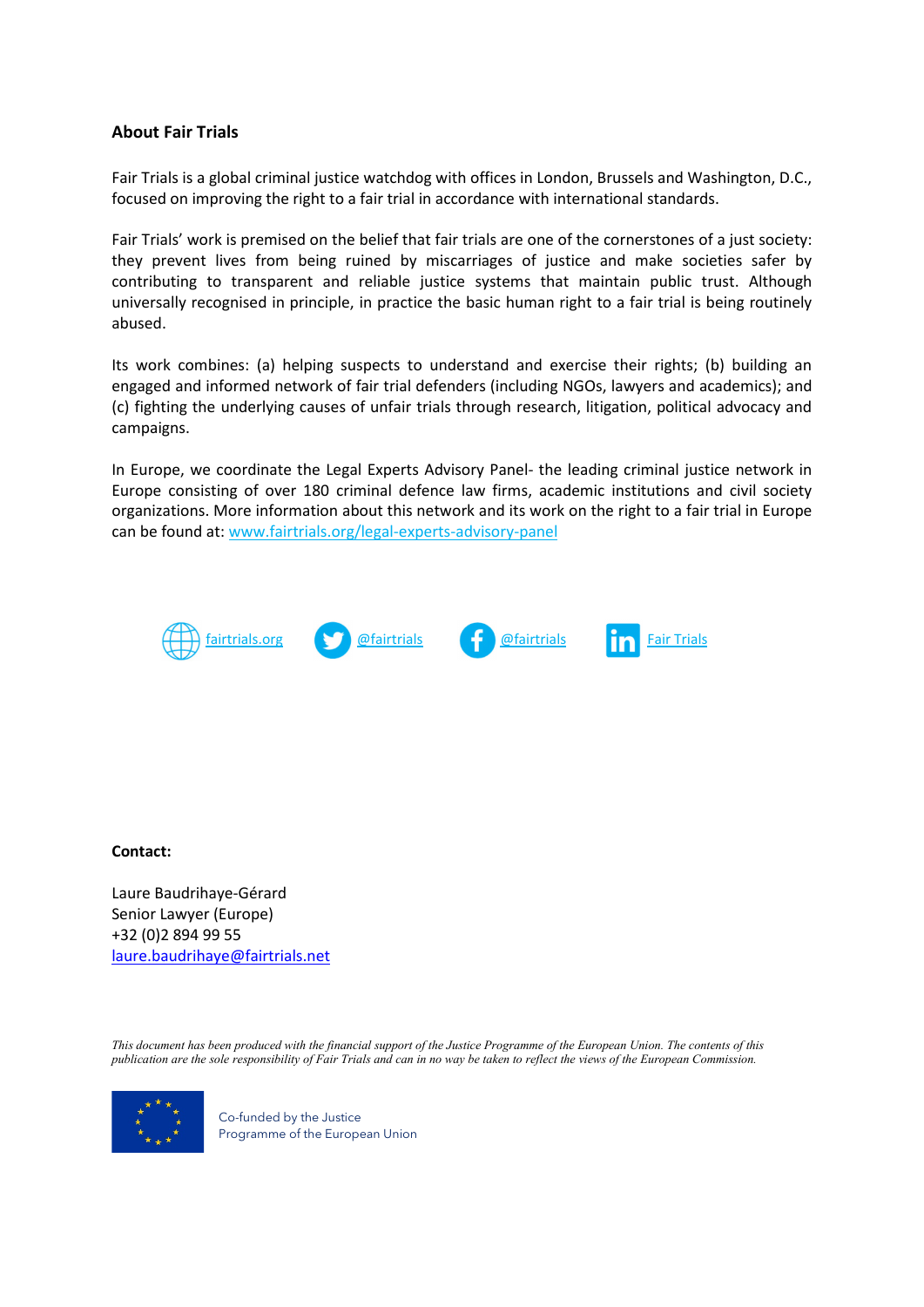## About Fair Trials

Fair Trials is a global criminal justice watchdog with offices in London, Brussels and Washington, D.C., focused on improving the right to a fair trial in accordance with international standards.

Fair Trials' work is premised on the belief that fair trials are one of the cornerstones of a just society: they prevent lives from being ruined by miscarriages of justice and make societies safer by contributing to transparent and reliable justice systems that maintain public trust. Although universally recognised in principle, in practice the basic human right to a fair trial is being routinely abused.

Its work combines: (a) helping suspects to understand and exercise their rights; (b) building an engaged and informed network of fair trial defenders (including NGOs, lawyers and academics); and (c) fighting the underlying causes of unfair trials through research, litigation, political advocacy and campaigns.

In Europe, we coordinate the Legal Experts Advisory Panel- the leading criminal justice network in Europe consisting of over 180 criminal defence law firms, academic institutions and civil society organizations. More information about this network and its work on the right to a fair trial in Europe can be found at: [www.fairtrials.org/legal-experts-advisory-panel](http://www.fairtrials.org/legal-experts-advisory-panel)

fairtrials.org    @fairtrials    @fairtrials    Fair Trials

**Contact:**

Laure Baudrihaye-Gérard
Senior Lawyer (Europe)
+32 (0)2 894 99 55
[laure.baudrihaye@fairtrials.net](mailto:laure.baudrihaye@fairtrials.net)

*This document has been produced with the financial support of the Justice Programme of the European Union. The contents of this publication are the sole responsibility of Fair Trials and can in no way be taken to reflect the views of the European Commission.*

Co-funded by the Justice Programme of the European Union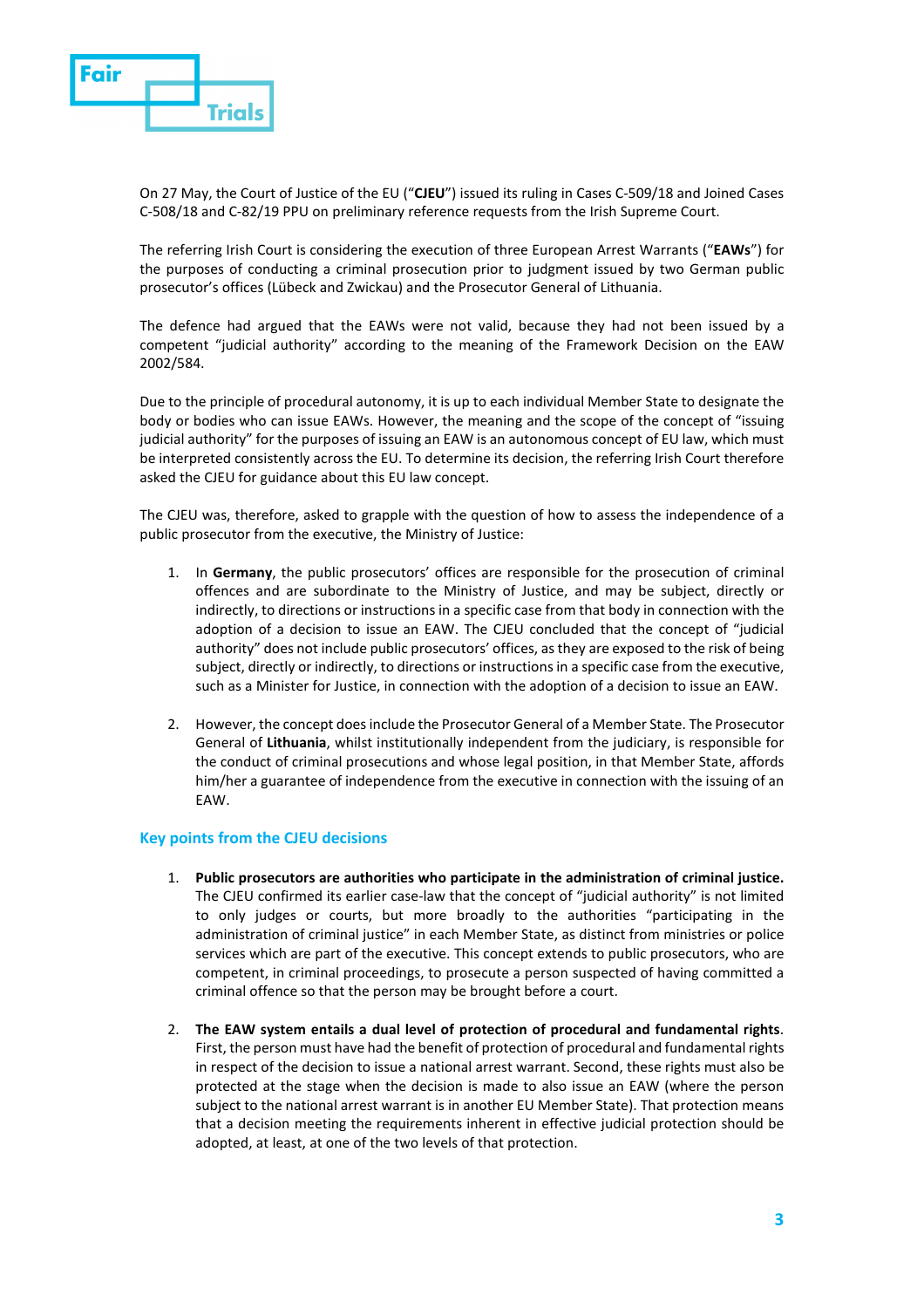On 27 May, the Court of Justice of the EU ("**CJEU**") issued its ruling in Cases C-509/18 and Joined Cases C-508/18 and C-82/19 PPU on preliminary reference requests from the Irish Supreme Court.

The referring Irish Court is considering the execution of three European Arrest Warrants ("**EAWs**") for the purposes of conducting a criminal prosecution prior to judgment issued by two German public prosecutor's offices (Lübeck and Zwickau) and the Prosecutor General of Lithuania.

The defence had argued that the EAWs were not valid, because they had not been issued by a competent "judicial authority" according to the meaning of the Framework Decision on the EAW 2002/584.

Due to the principle of procedural autonomy, it is up to each individual Member State to designate the body or bodies who can issue EAWs. However, the meaning and the scope of the concept of "issuing judicial authority" for the purposes of issuing an EAW is an autonomous concept of EU law, which must be interpreted consistently across the EU. To determine its decision, the referring Irish Court therefore asked the CJEU for guidance about this EU law concept.

The CJEU was, therefore, asked to grapple with the question of how to assess the independence of a public prosecutor from the executive, the Ministry of Justice:

1. In **Germany**, the public prosecutors' offices are responsible for the prosecution of criminal offences and are subordinate to the Ministry of Justice, and may be subject, directly or indirectly, to directions or instructions in a specific case from that body in connection with the adoption of a decision to issue an EAW. The CJEU concluded that the concept of "judicial authority" does not include public prosecutors' offices, as they are exposed to the risk of being subject, directly or indirectly, to directions or instructions in a specific case from the executive, such as a Minister for Justice, in connection with the adoption of a decision to issue an EAW.

2. However, the concept does include the Prosecutor General of a Member State. The Prosecutor General of **Lithuania**, whilst institutionally independent from the judiciary, is responsible for the conduct of criminal prosecutions and whose legal position, in that Member State, affords him/her a guarantee of independence from the executive in connection with the issuing of an EAW.

## Key points from the CJEU decisions

1. **Public prosecutors are authorities who participate in the administration of criminal justice.** The CJEU confirmed its earlier case-law that the concept of "judicial authority" is not limited to only judges or courts, but more broadly to the authorities "participating in the administration of criminal justice" in each Member State, as distinct from ministries or police services which are part of the executive. This concept extends to public prosecutors, who are competent, in criminal proceedings, to prosecute a person suspected of having committed a criminal offence so that the person may be brought before a court.

2. **The EAW system entails a dual level of protection of procedural and fundamental rights**. First, the person must have had the benefit of protection of procedural and fundamental rights in respect of the decision to issue a national arrest warrant. Second, these rights must also be protected at the stage when the decision is made to also issue an EAW (where the person subject to the national arrest warrant is in another EU Member State). That protection means that a decision meeting the requirements inherent in effective judicial protection should be adopted, at least, at one of the two levels of that protection.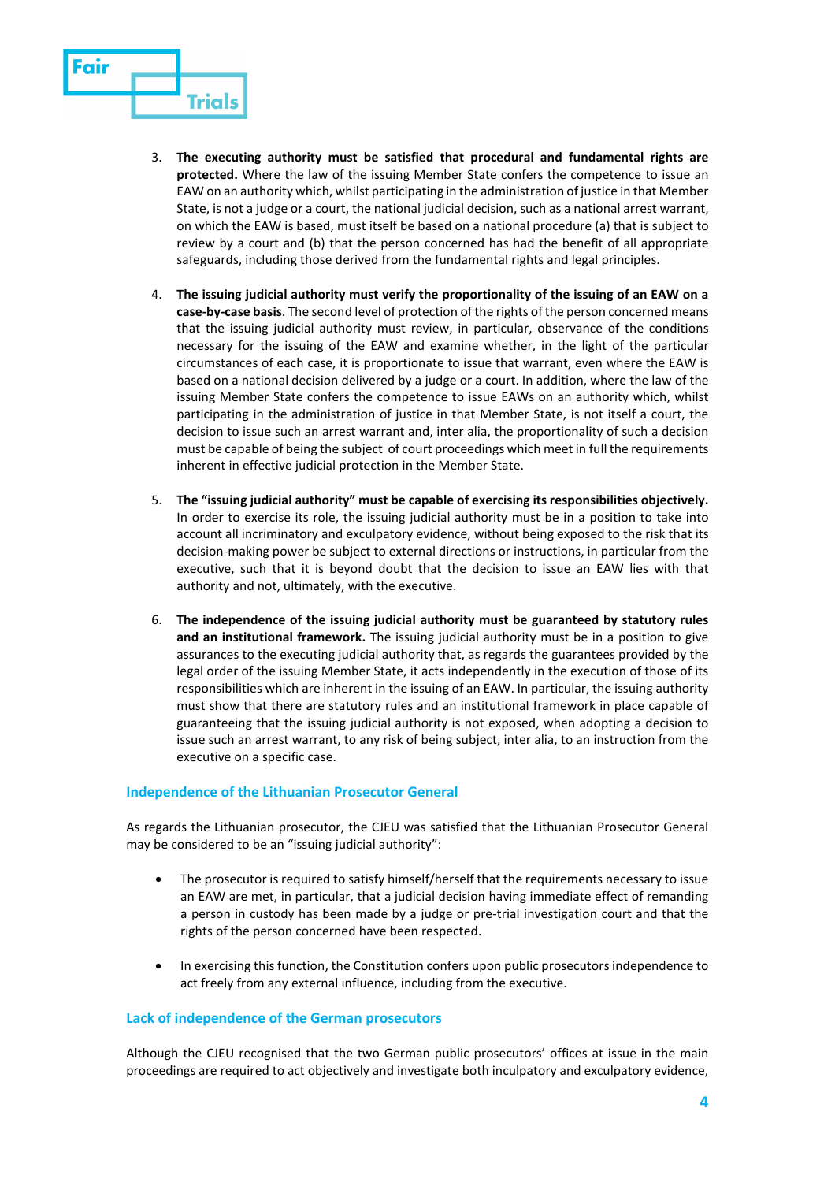3. **The executing authority must be satisfied that procedural and fundamental rights are protected.** Where the law of the issuing Member State confers the competence to issue an EAW on an authority which, whilst participating in the administration of justice in that Member State, is not a judge or a court, the national judicial decision, such as a national arrest warrant, on which the EAW is based, must itself be based on a national procedure (a) that is subject to review by a court and (b) that the person concerned has had the benefit of all appropriate safeguards, including those derived from the fundamental rights and legal principles.

4. **The issuing judicial authority must verify the proportionality of the issuing of an EAW on a case-by-case basis**. The second level of protection of the rights of the person concerned means that the issuing judicial authority must review, in particular, observance of the conditions necessary for the issuing of the EAW and examine whether, in the light of the particular circumstances of each case, it is proportionate to issue that warrant, even where the EAW is based on a national decision delivered by a judge or a court. In addition, where the law of the issuing Member State confers the competence to issue EAWs on an authority which, whilst participating in the administration of justice in that Member State, is not itself a court, the decision to issue such an arrest warrant and, inter alia, the proportionality of such a decision must be capable of being the subject of court proceedings which meet in full the requirements inherent in effective judicial protection in the Member State.

5. **The "issuing judicial authority" must be capable of exercising its responsibilities objectively.** In order to exercise its role, the issuing judicial authority must be in a position to take into account all incriminatory and exculpatory evidence, without being exposed to the risk that its decision-making power be subject to external directions or instructions, in particular from the executive, such that it is beyond doubt that the decision to issue an EAW lies with that authority and not, ultimately, with the executive.

6. **The independence of the issuing judicial authority must be guaranteed by statutory rules and an institutional framework.** The issuing judicial authority must be in a position to give assurances to the executing judicial authority that, as regards the guarantees provided by the legal order of the issuing Member State, it acts independently in the execution of those of its responsibilities which are inherent in the issuing of an EAW. In particular, the issuing authority must show that there are statutory rules and an institutional framework in place capable of guaranteeing that the issuing judicial authority is not exposed, when adopting a decision to issue such an arrest warrant, to any risk of being subject, inter alia, to an instruction from the executive on a specific case.

### Independence of the Lithuanian Prosecutor General

As regards the Lithuanian prosecutor, the CJEU was satisfied that the Lithuanian Prosecutor General may be considered to be an "issuing judicial authority":

- The prosecutor is required to satisfy himself/herself that the requirements necessary to issue an EAW are met, in particular, that a judicial decision having immediate effect of remanding a person in custody has been made by a judge or pre-trial investigation court and that the rights of the person concerned have been respected.

- In exercising this function, the Constitution confers upon public prosecutors independence to act freely from any external influence, including from the executive.

### Lack of independence of the German prosecutors

Although the CJEU recognised that the two German public prosecutors' offices at issue in the main proceedings are required to act objectively and investigate both inculpatory and exculpatory evidence,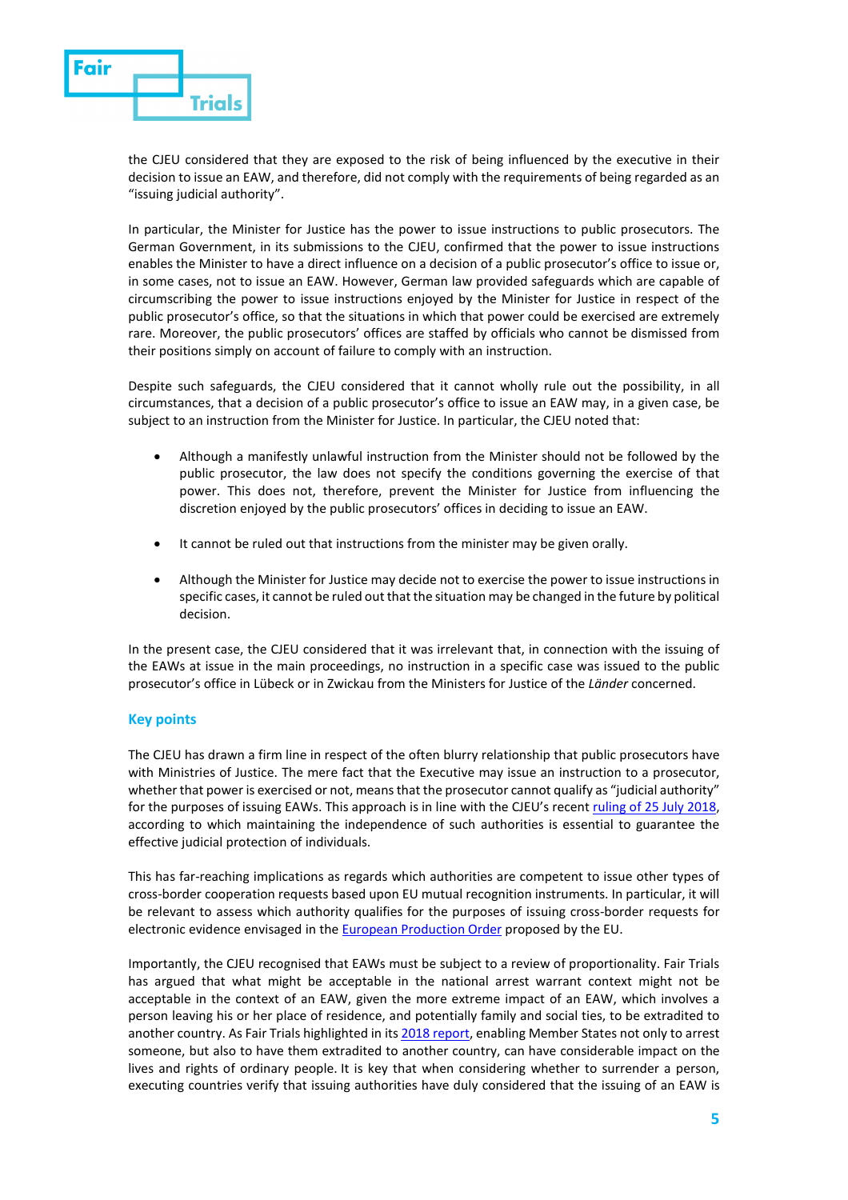the CJEU considered that they are exposed to the risk of being influenced by the executive in their decision to issue an EAW, and therefore, did not comply with the requirements of being regarded as an "issuing judicial authority".

In particular, the Minister for Justice has the power to issue instructions to public prosecutors. The German Government, in its submissions to the CJEU, confirmed that the power to issue instructions enables the Minister to have a direct influence on a decision of a public prosecutor's office to issue or, in some cases, not to issue an EAW. However, German law provided safeguards which are capable of circumscribing the power to issue instructions enjoyed by the Minister for Justice in respect of the public prosecutor's office, so that the situations in which that power could be exercised are extremely rare. Moreover, the public prosecutors' offices are staffed by officials who cannot be dismissed from their positions simply on account of failure to comply with an instruction.

Despite such safeguards, the CJEU considered that it cannot wholly rule out the possibility, in all circumstances, that a decision of a public prosecutor's office to issue an EAW may, in a given case, be subject to an instruction from the Minister for Justice. In particular, the CJEU noted that:

- Although a manifestly unlawful instruction from the Minister should not be followed by the public prosecutor, the law does not specify the conditions governing the exercise of that power. This does not, therefore, prevent the Minister for Justice from influencing the discretion enjoyed by the public prosecutors' offices in deciding to issue an EAW.
- It cannot be ruled out that instructions from the minister may be given orally.
- Although the Minister for Justice may decide not to exercise the power to issue instructions in specific cases, it cannot be ruled out that the situation may be changed in the future by political decision.

In the present case, the CJEU considered that it was irrelevant that, in connection with the issuing of the EAWs at issue in the main proceedings, no instruction in a specific case was issued to the public prosecutor's office in Lübeck or in Zwickau from the Ministers for Justice of the *Länder* concerned.

## Key points

The CJEU has drawn a firm line in respect of the often blurry relationship that public prosecutors have with Ministries of Justice. The mere fact that the Executive may issue an instruction to a prosecutor, whether that power is exercised or not, means that the prosecutor cannot qualify as "judicial authority" for the purposes of issuing EAWs. This approach is in line with the CJEU's recent ruling of 25 July 2018, according to which maintaining the independence of such authorities is essential to guarantee the effective judicial protection of individuals.

This has far-reaching implications as regards which authorities are competent to issue other types of cross-border cooperation requests based upon EU mutual recognition instruments. In particular, it will be relevant to assess which authority qualifies for the purposes of issuing cross-border requests for electronic evidence envisaged in the European Production Order proposed by the EU.

Importantly, the CJEU recognised that EAWs must be subject to a review of proportionality. Fair Trials has argued that what might be acceptable in the national arrest warrant context might not be acceptable in the context of an EAW, given the more extreme impact of an EAW, which involves a person leaving his or her place of residence, and potentially family and social ties, to be extradited to another country. As Fair Trials highlighted in its 2018 report, enabling Member States not only to arrest someone, but also to have them extradited to another country, can have considerable impact on the lives and rights of ordinary people. It is key that when considering whether to surrender a person, executing countries verify that issuing authorities have duly considered that the issuing of an EAW is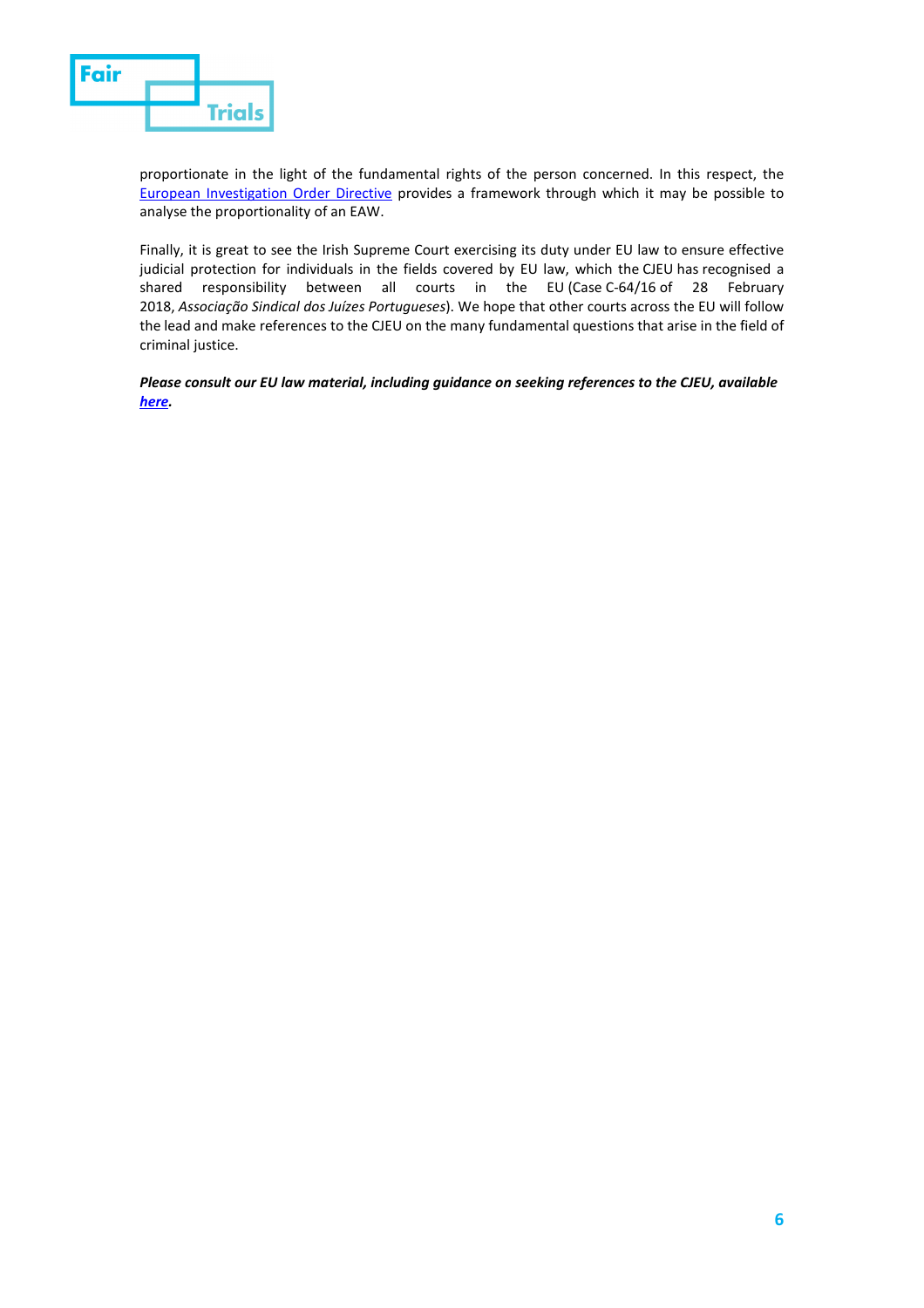proportionate in the light of the fundamental rights of the person concerned. In this respect, the European Investigation Order Directive provides a framework through which it may be possible to analyse the proportionality of an EAW.

Finally, it is great to see the Irish Supreme Court exercising its duty under EU law to ensure effective judicial protection for individuals in the fields covered by EU law, which the CJEU has recognised a shared responsibility between all courts in the EU (Case C-64/16 of 28 February 2018, *Associação Sindical dos Juízes Portugueses*). We hope that other courts across the EU will follow the lead and make references to the CJEU on the many fundamental questions that arise in the field of criminal justice.

***Please consult our EU law material, including guidance on seeking references to the CJEU, available here.***